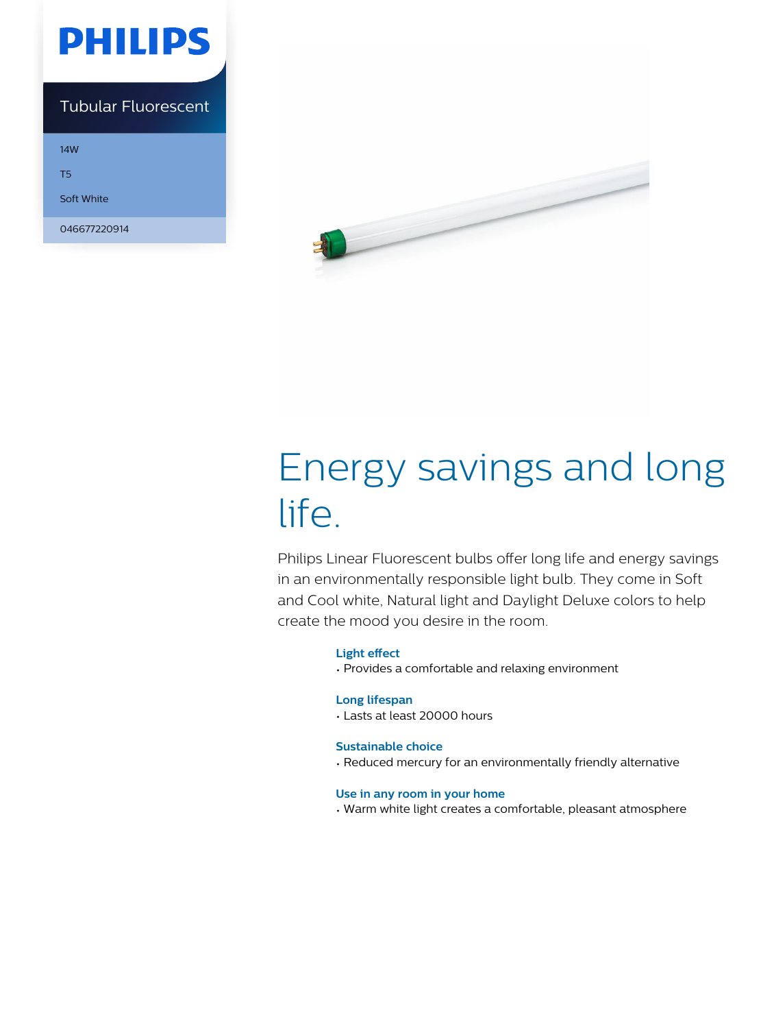PHILIPS

Tubular Fluorescent

14W

T5

Soft White

046677220914

# Energy savings and long life.

Philips Linear Fluorescent bulbs offer long life and energy savings in an environmentally responsible light bulb. They come in Soft and Cool white, Natural light and Daylight Deluxe colors to help create the mood you desire in the room.

### Light effect
- Provides a comfortable and relaxing environment

### Long lifespan
- Lasts at least 20000 hours

### Sustainable choice
- Reduced mercury for an environmentally friendly alternative

### Use in any room in your home
- Warm white light creates a comfortable, pleasant atmosphere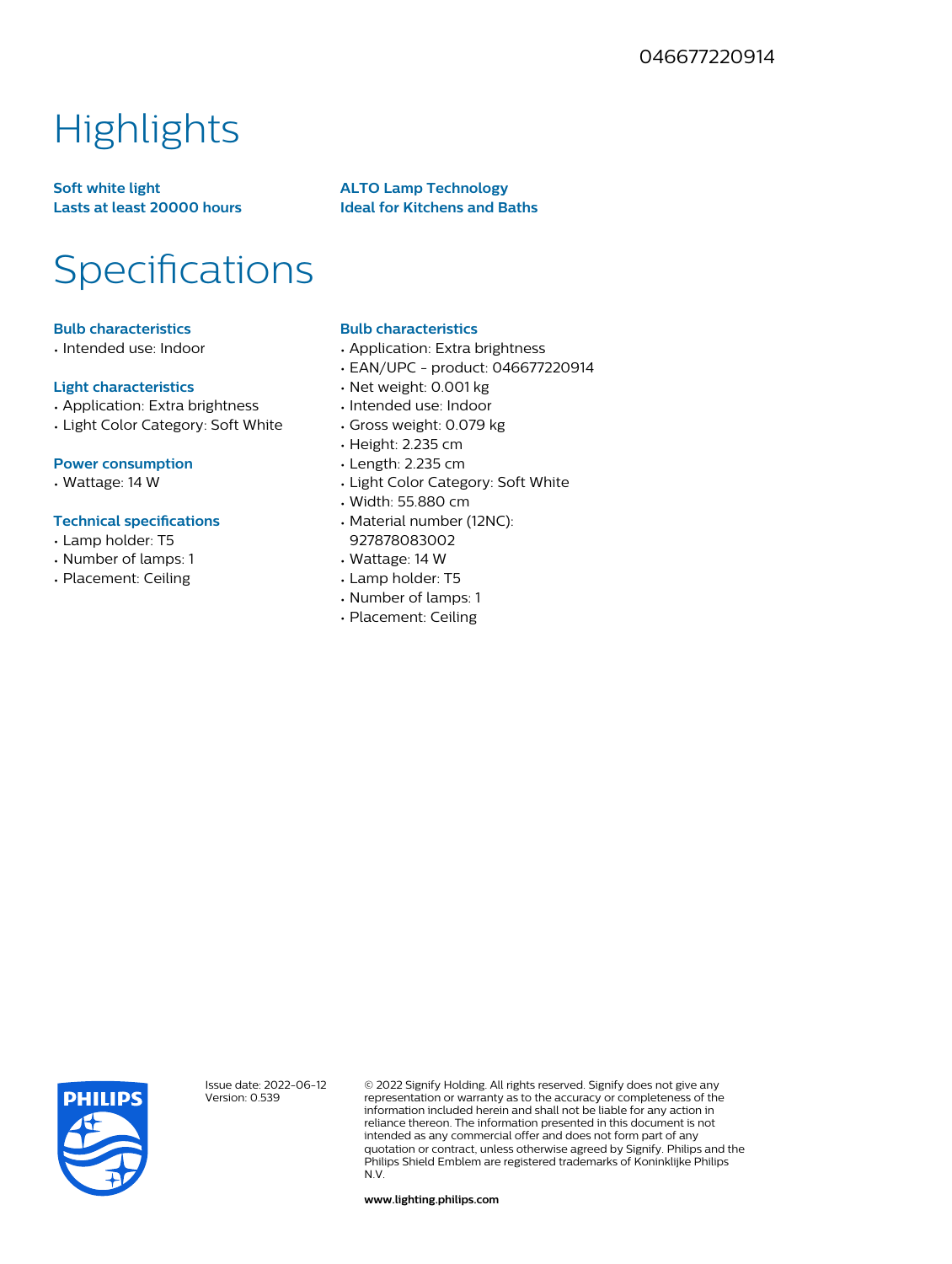046677220914

# Highlights

**Soft white light**
**Lasts at least 20000 hours**

**ALTO Lamp Technology**
**Ideal for Kitchens and Baths**

# Specifications

### Bulb characteristics
- Intended use: Indoor

### Light characteristics
- Application: Extra brightness
- Light Color Category: Soft White

### Power consumption
- Wattage: 14 W

### Technical specifications
- Lamp holder: T5
- Number of lamps: 1
- Placement: Ceiling

### Bulb characteristics
- Application: Extra brightness
- EAN/UPC - product: 046677220914
- Net weight: 0.001 kg
- Intended use: Indoor
- Gross weight: 0.079 kg
- Height: 2.235 cm
- Length: 2.235 cm
- Light Color Category: Soft White
- Width: 55.880 cm
- Material number (12NC): 927878083002
- Wattage: 14 W
- Lamp holder: T5
- Number of lamps: 1
- Placement: Ceiling

Issue date: 2022-06-12
Version: 0.539

© 2022 Signify Holding. All rights reserved. Signify does not give any representation or warranty as to the accuracy or completeness of the information included herein and shall not be liable for any action in reliance thereon. The information presented in this document is not intended as any commercial offer and does not form part of any quotation or contract, unless otherwise agreed by Signify. Philips and the Philips Shield Emblem are registered trademarks of Koninklijke Philips N.V.

**www.lighting.philips.com**